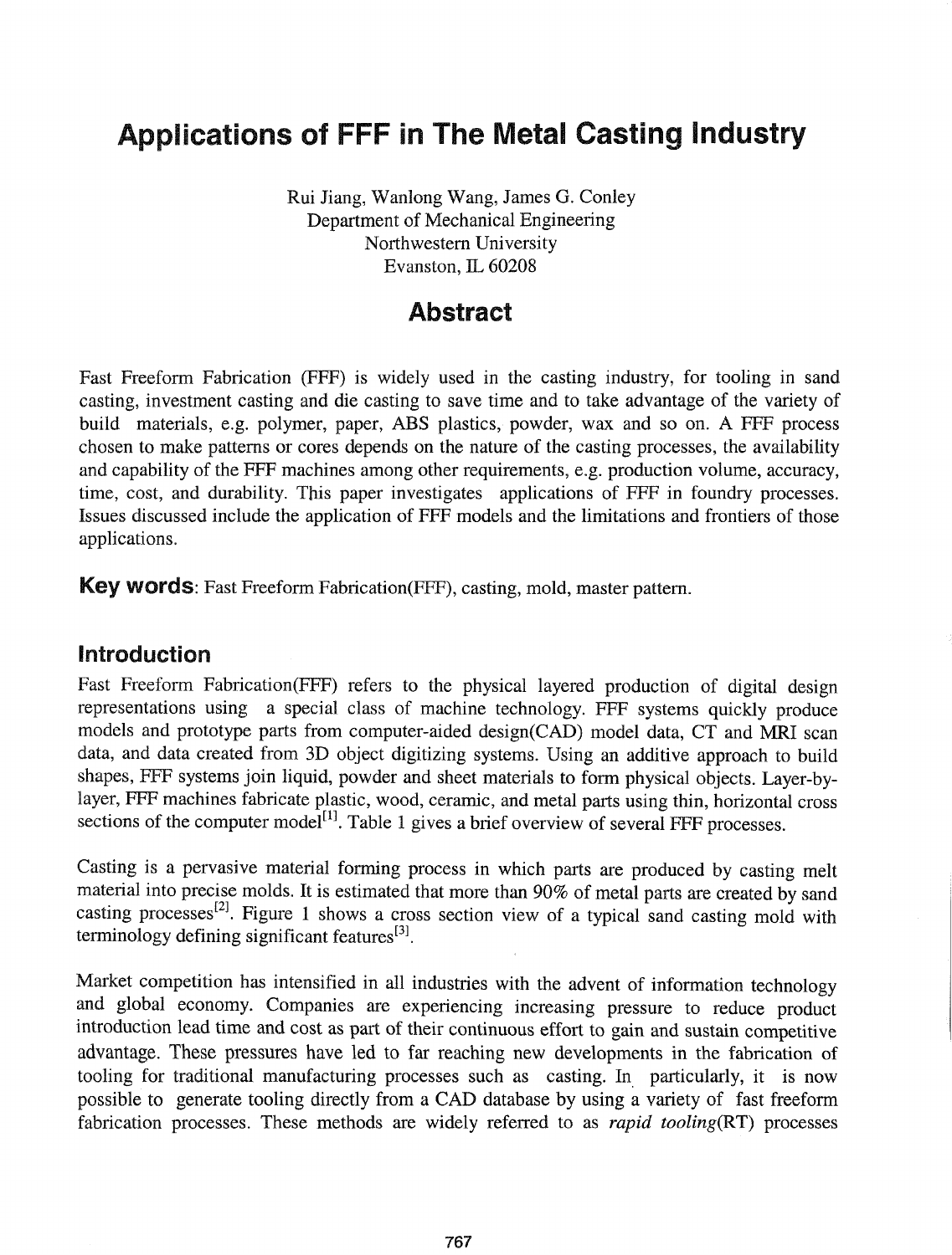# Applications of FFF in The Metal Casting Industry

Rui Jiang, Wanlong Wang, James G. Conley
Department of Mechanical Engineering
Northwestern University
Evanston, IL 60208

## Abstract

Fast Freeform Fabrication (FFF) is widely used in the casting industry, for tooling in sand casting, investment casting and die casting to save time and to take advantage of the variety of build materials, e.g. polymer, paper, ABS plastics, powder, wax and so on. A FFF process chosen to make patterns or cores depends on the nature of the casting processes, the availability and capability of the FFF machines among other requirements, e.g. production volume, accuracy, time, cost, and durability. This paper investigates applications of FFF in foundry processes. Issues discussed include the application of FFF models and the limitations and frontiers of those applications.

**Key words**: Fast Freeform Fabrication(FFF), casting, mold, master pattern.

## Introduction

Fast Freeform Fabrication(FFF) refers to the physical layered production of digital design representations using a special class of machine technology. FFF systems quickly produce models and prototype parts from computer-aided design(CAD) model data, CT and MRI scan data, and data created from 3D object digitizing systems. Using an additive approach to build shapes, FFF systems join liquid, powder and sheet materials to form physical objects. Layer-by-layer, FFF machines fabricate plastic, wood, ceramic, and metal parts using thin, horizontal cross sections of the computer model[1]. Table 1 gives a brief overview of several FFF processes.

Casting is a pervasive material forming process in which parts are produced by casting melt material into precise molds. It is estimated that more than 90% of metal parts are created by sand casting processes[2]. Figure 1 shows a cross section view of a typical sand casting mold with terminology defining significant features[3].

Market competition has intensified in all industries with the advent of information technology and global economy. Companies are experiencing increasing pressure to reduce product introduction lead time and cost as part of their continuous effort to gain and sustain competitive advantage. These pressures have led to far reaching new developments in the fabrication of tooling for traditional manufacturing processes such as casting. In particularly, it is now possible to generate tooling directly from a CAD database by using a variety of fast freeform fabrication processes. These methods are widely referred to as *rapid tooling*(RT) processes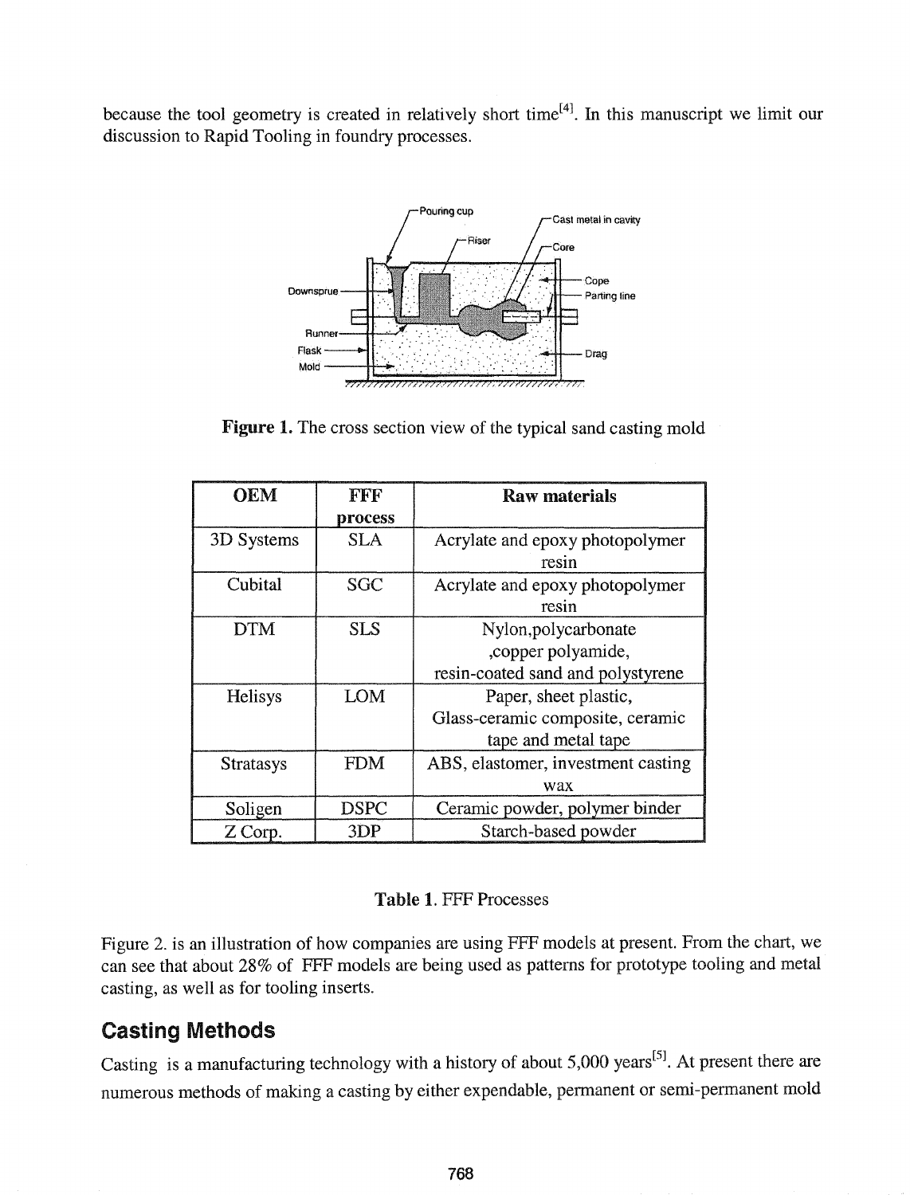because the tool geometry is created in relatively short time[4]. In this manuscript we limit our discussion to Rapid Tooling in foundry processes.

Figure 1. The cross section view of the typical sand casting mold

| OEM | FFF process | Raw materials |
|---|---|---|
| 3D Systems | SLA | Acrylate and epoxy photopolymer resin |
| Cubital | SGC | Acrylate and epoxy photopolymer resin |
| DTM | SLS | Nylon,polycarbonate ,copper polyamide, resin-coated sand and polystyrene |
| Helisys | LOM | Paper, sheet plastic, Glass-ceramic composite, ceramic tape and metal tape |
| Stratasys | FDM | ABS, elastomer, investment casting wax |
| Soligen | DSPC | Ceramic powder, polymer binder |
| Z Corp. | 3DP | Starch-based powder |

**Table 1.** FFF Processes

Figure 2. is an illustration of how companies are using FFF models at present. From the chart, we can see that about 28% of FFF models are being used as patterns for prototype tooling and metal casting, as well as for tooling inserts.

## Casting Methods

Casting is a manufacturing technology with a history of about 5,000 years[5]. At present there are numerous methods of making a casting by either expendable, permanent or semi-permanent mold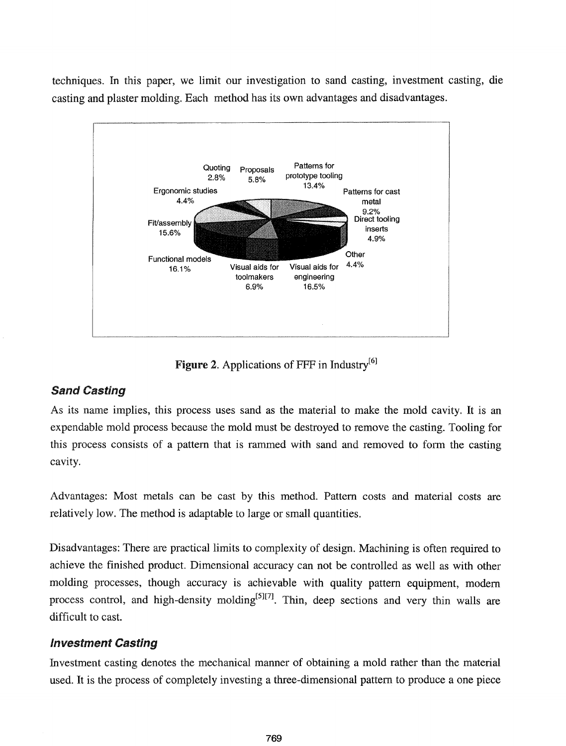techniques. In this paper, we limit our investigation to sand casting, investment casting, die casting and plaster molding. Each method has its own advantages and disadvantages.

Quoting 2.8%
Proposals 5.8%
Patterns for prototype tooling 13.4%
Patterns for cast metal 9.2%
Direct tooling inserts 4.9%
Other 4.4%
Visual aids for engineering 16.5%
Visual aids for toolmakers 6.9%
Functional models 16.1%
Fit/assembly 15.6%
Ergonomic studies 4.4%

**Figure 2.** Applications of FFF in Industry[6]

### *Sand Casting*

As its name implies, this process uses sand as the material to make the mold cavity. It is an expendable mold process because the mold must be destroyed to remove the casting. Tooling for this process consists of a pattern that is rammed with sand and removed to form the casting cavity.

Advantages: Most metals can be cast by this method. Pattern costs and material costs are relatively low. The method is adaptable to large or small quantities.

Disadvantages: There are practical limits to complexity of design. Machining is often required to achieve the finished product. Dimensional accuracy can not be controlled as well as with other molding processes, though accuracy is achievable with quality pattern equipment, modern process control, and high-density molding[5][7]. Thin, deep sections and very thin walls are difficult to cast.

### *Investment Casting*

Investment casting denotes the mechanical manner of obtaining a mold rather than the material used. It is the process of completely investing a three-dimensional pattern to produce a one piece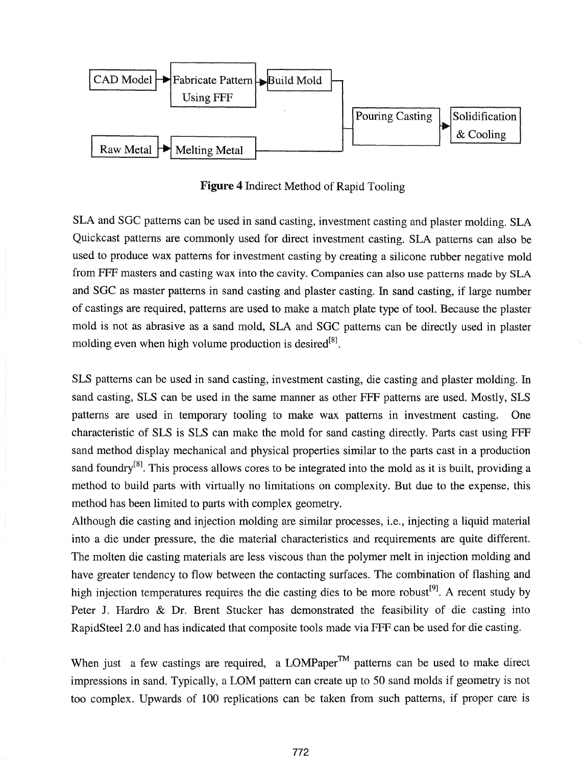CAD Model → Fabricate Pattern Using FFF → Build Mold

Raw Metal → Melting Metal

→ Pouring Casting → Solidification & Cooling

**Figure 4** Indirect Method of Rapid Tooling

SLA and SGC patterns can be used in sand casting, investment casting and plaster molding. SLA Quickcast patterns are commonly used for direct investment casting. SLA patterns can also be used to produce wax patterns for investment casting by creating a silicone rubber negative mold from FFF masters and casting wax into the cavity. Companies can also use patterns made by SLA and SGC as master patterns in sand casting and plaster casting. In sand casting, if large number of castings are required, patterns are used to make a match plate type of tool. Because the plaster mold is not as abrasive as a sand mold, SLA and SGC patterns can be directly used in plaster molding even when high volume production is desired[8].

SLS patterns can be used in sand casting, investment casting, die casting and plaster molding. In sand casting, SLS can be used in the same manner as other FFF patterns are used. Mostly, SLS patterns are used in temporary tooling to make wax patterns in investment casting. One characteristic of SLS is SLS can make the mold for sand casting directly. Parts cast using FFF sand method display mechanical and physical properties similar to the parts cast in a production sand foundry[8]. This process allows cores to be integrated into the mold as it is built, providing a method to build parts with virtually no limitations on complexity. But due to the expense, this method has been limited to parts with complex geometry.

Although die casting and injection molding are similar processes, i.e., injecting a liquid material into a die under pressure, the die material characteristics and requirements are quite different. The molten die casting materials are less viscous than the polymer melt in injection molding and have greater tendency to flow between the contacting surfaces. The combination of flashing and high injection temperatures requires the die casting dies to be more robust[9]. A recent study by Peter J. Hardro & Dr. Brent Stucker has demonstrated the feasibility of die casting into RapidSteel 2.0 and has indicated that composite tools made via FFF can be used for die casting.

When just a few castings are required, a LOMPaper™ patterns can be used to make direct impressions in sand. Typically, a LOM pattern can create up to 50 sand molds if geometry is not too complex. Upwards of 100 replications can be taken from such patterns, if proper care is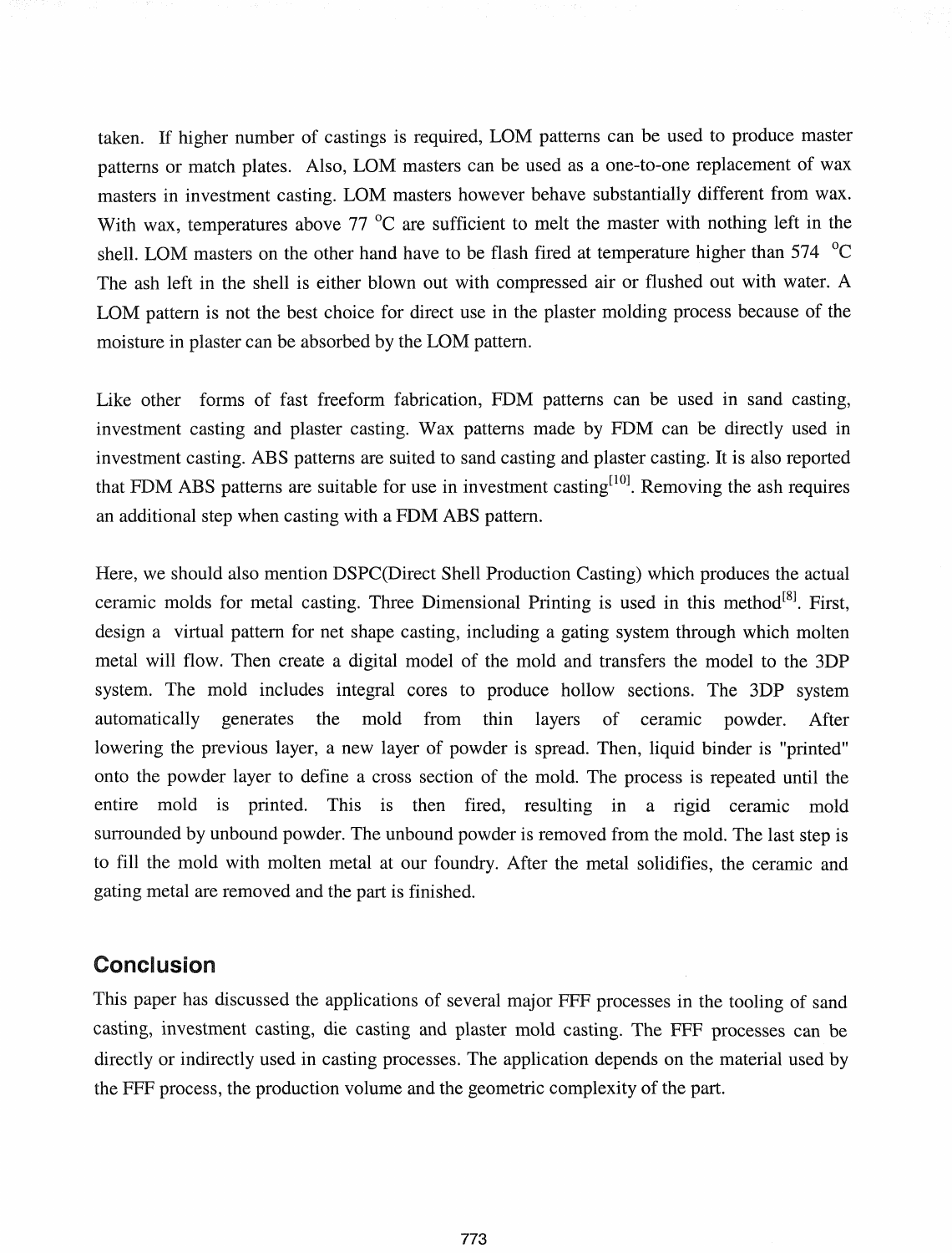taken. If higher number of castings is required, LOM patterns can be used to produce master patterns or match plates. Also, LOM masters can be used as a one-to-one replacement of wax masters in investment casting. LOM masters however behave substantially different from wax. With wax, temperatures above 77 °C are sufficient to melt the master with nothing left in the shell. LOM masters on the other hand have to be flash fired at temperature higher than 574 °C The ash left in the shell is either blown out with compressed air or flushed out with water. A LOM pattern is not the best choice for direct use in the plaster molding process because of the moisture in plaster can be absorbed by the LOM pattern.

Like other forms of fast freeform fabrication, FDM patterns can be used in sand casting, investment casting and plaster casting. Wax patterns made by FDM can be directly used in investment casting. ABS patterns are suited to sand casting and plaster casting. It is also reported that FDM ABS patterns are suitable for use in investment casting[10]. Removing the ash requires an additional step when casting with a FDM ABS pattern.

Here, we should also mention DSPC(Direct Shell Production Casting) which produces the actual ceramic molds for metal casting. Three Dimensional Printing is used in this method[8]. First, design a virtual pattern for net shape casting, including a gating system through which molten metal will flow. Then create a digital model of the mold and transfers the model to the 3DP system. The mold includes integral cores to produce hollow sections. The 3DP system automatically generates the mold from thin layers of ceramic powder. After lowering the previous layer, a new layer of powder is spread. Then, liquid binder is "printed" onto the powder layer to define a cross section of the mold. The process is repeated until the entire mold is printed. This is then fired, resulting in a rigid ceramic mold surrounded by unbound powder. The unbound powder is removed from the mold. The last step is to fill the mold with molten metal at our foundry. After the metal solidifies, the ceramic and gating metal are removed and the part is finished.

## Conclusion

This paper has discussed the applications of several major FFF processes in the tooling of sand casting, investment casting, die casting and plaster mold casting. The FFF processes can be directly or indirectly used in casting processes. The application depends on the material used by the FFF process, the production volume and the geometric complexity of the part.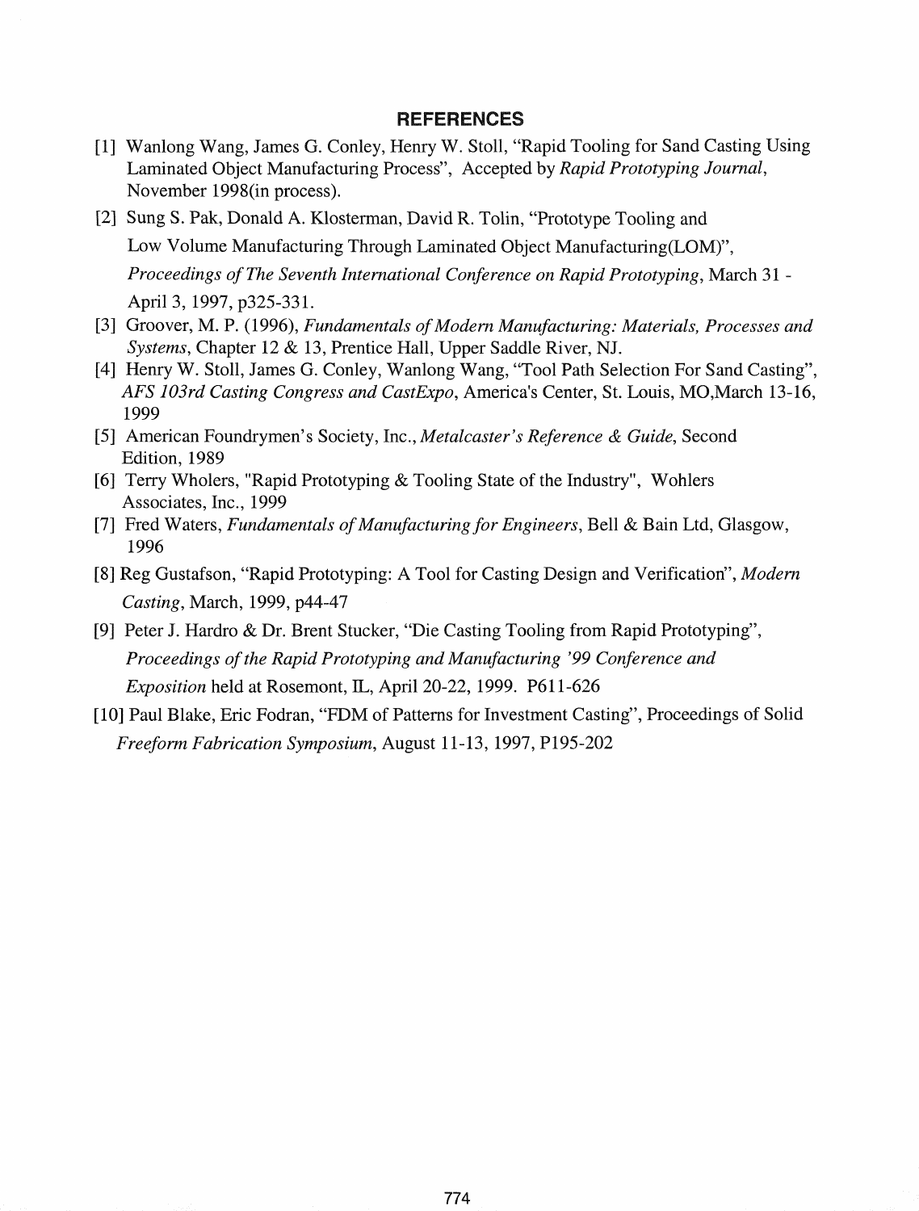## REFERENCES

[1] Wanlong Wang, James G. Conley, Henry W. Stoll, "Rapid Tooling for Sand Casting Using Laminated Object Manufacturing Process", Accepted by *Rapid Prototyping Journal*, November 1998(in process).

[2] Sung S. Pak, Donald A. Klosterman, David R. Tolin, "Prototype Tooling and Low Volume Manufacturing Through Laminated Object Manufacturing(LOM)", *Proceedings of The Seventh International Conference on Rapid Prototyping*, March 31 - April 3, 1997, p325-331.

[3] Groover, M. P. (1996), *Fundamentals of Modern Manufacturing: Materials, Processes and Systems*, Chapter 12 & 13, Prentice Hall, Upper Saddle River, NJ.

[4] Henry W. Stoll, James G. Conley, Wanlong Wang, "Tool Path Selection For Sand Casting", *AFS 103rd Casting Congress and CastExpo*, America's Center, St. Louis, MO,March 13-16, 1999

[5] American Foundrymen's Society, Inc., *Metalcaster's Reference & Guide*, Second Edition, 1989

[6] Terry Wholers, "Rapid Prototyping & Tooling State of the Industry", Wohlers Associates, Inc., 1999

[7] Fred Waters, *Fundamentals of Manufacturing for Engineers*, Bell & Bain Ltd, Glasgow, 1996

[8] Reg Gustafson, "Rapid Prototyping: A Tool for Casting Design and Verification", *Modern Casting*, March, 1999, p44-47

[9] Peter J. Hardro & Dr. Brent Stucker, "Die Casting Tooling from Rapid Prototyping", *Proceedings of the Rapid Prototyping and Manufacturing '99 Conference and Exposition* held at Rosemont, IL, April 20-22, 1999. P611-626

[10] Paul Blake, Eric Fodran, "FDM of Patterns for Investment Casting", Proceedings of Solid *Freeform Fabrication Symposium*, August 11-13, 1997, P195-202